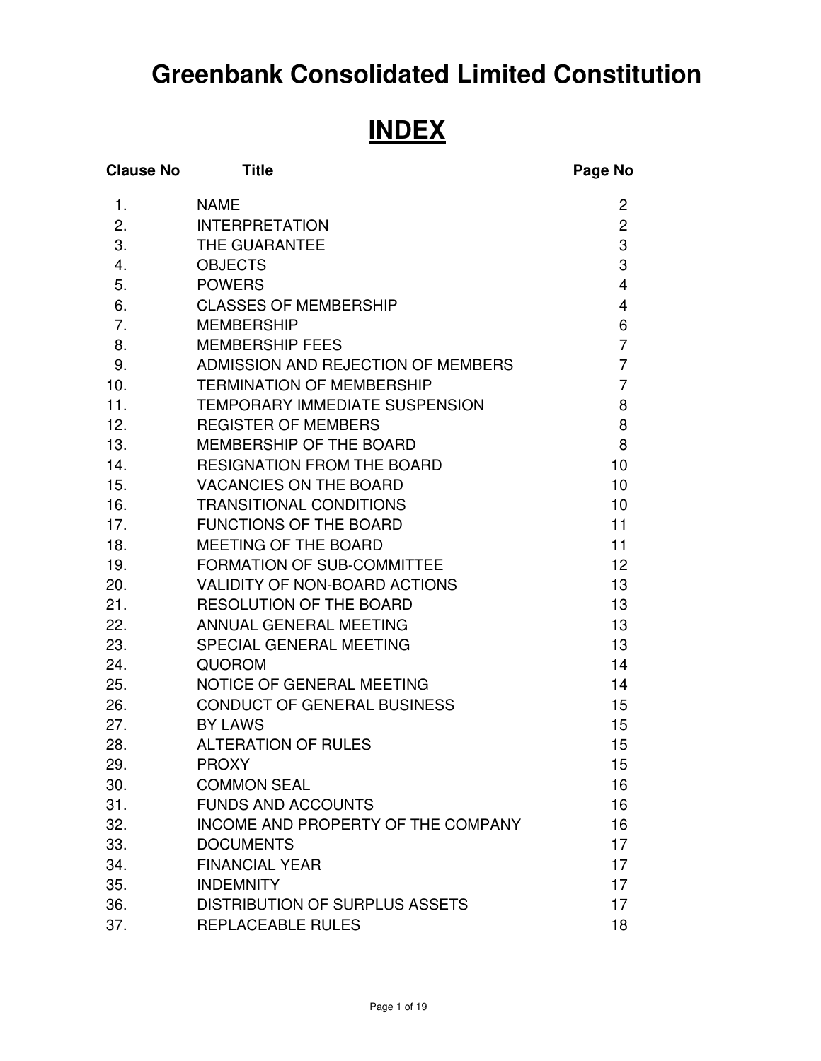# Greenbank Consolidated Limited Constitution

## INDEX

| Clause No | Title | Page No |
|---|---|---|
| 1. | NAME | 2 |
| 2. | INTERPRETATION | 2 |
| 3. | THE GUARANTEE | 3 |
| 4. | OBJECTS | 3 |
| 5. | POWERS | 4 |
| 6. | CLASSES OF MEMBERSHIP | 4 |
| 7. | MEMBERSHIP | 6 |
| 8. | MEMBERSHIP FEES | 7 |
| 9. | ADMISSION AND REJECTION OF MEMBERS | 7 |
| 10. | TERMINATION OF MEMBERSHIP | 7 |
| 11. | TEMPORARY IMMEDIATE SUSPENSION | 8 |
| 12. | REGISTER OF MEMBERS | 8 |
| 13. | MEMBERSHIP OF THE BOARD | 8 |
| 14. | RESIGNATION FROM THE BOARD | 10 |
| 15. | VACANCIES ON THE BOARD | 10 |
| 16. | TRANSITIONAL CONDITIONS | 10 |
| 17. | FUNCTIONS OF THE BOARD | 11 |
| 18. | MEETING OF THE BOARD | 11 |
| 19. | FORMATION OF SUB-COMMITTEE | 12 |
| 20. | VALIDITY OF NON-BOARD ACTIONS | 13 |
| 21. | RESOLUTION OF THE BOARD | 13 |
| 22. | ANNUAL GENERAL MEETING | 13 |
| 23. | SPECIAL GENERAL MEETING | 13 |
| 24. | QUOROM | 14 |
| 25. | NOTICE OF GENERAL MEETING | 14 |
| 26. | CONDUCT OF GENERAL BUSINESS | 15 |
| 27. | BY LAWS | 15 |
| 28. | ALTERATION OF RULES | 15 |
| 29. | PROXY | 15 |
| 30. | COMMON SEAL | 16 |
| 31. | FUNDS AND ACCOUNTS | 16 |
| 32. | INCOME AND PROPERTY OF THE COMPANY | 16 |
| 33. | DOCUMENTS | 17 |
| 34. | FINANCIAL YEAR | 17 |
| 35. | INDEMNITY | 17 |
| 36. | DISTRIBUTION OF SURPLUS ASSETS | 17 |
| 37. | REPLACEABLE RULES | 18 |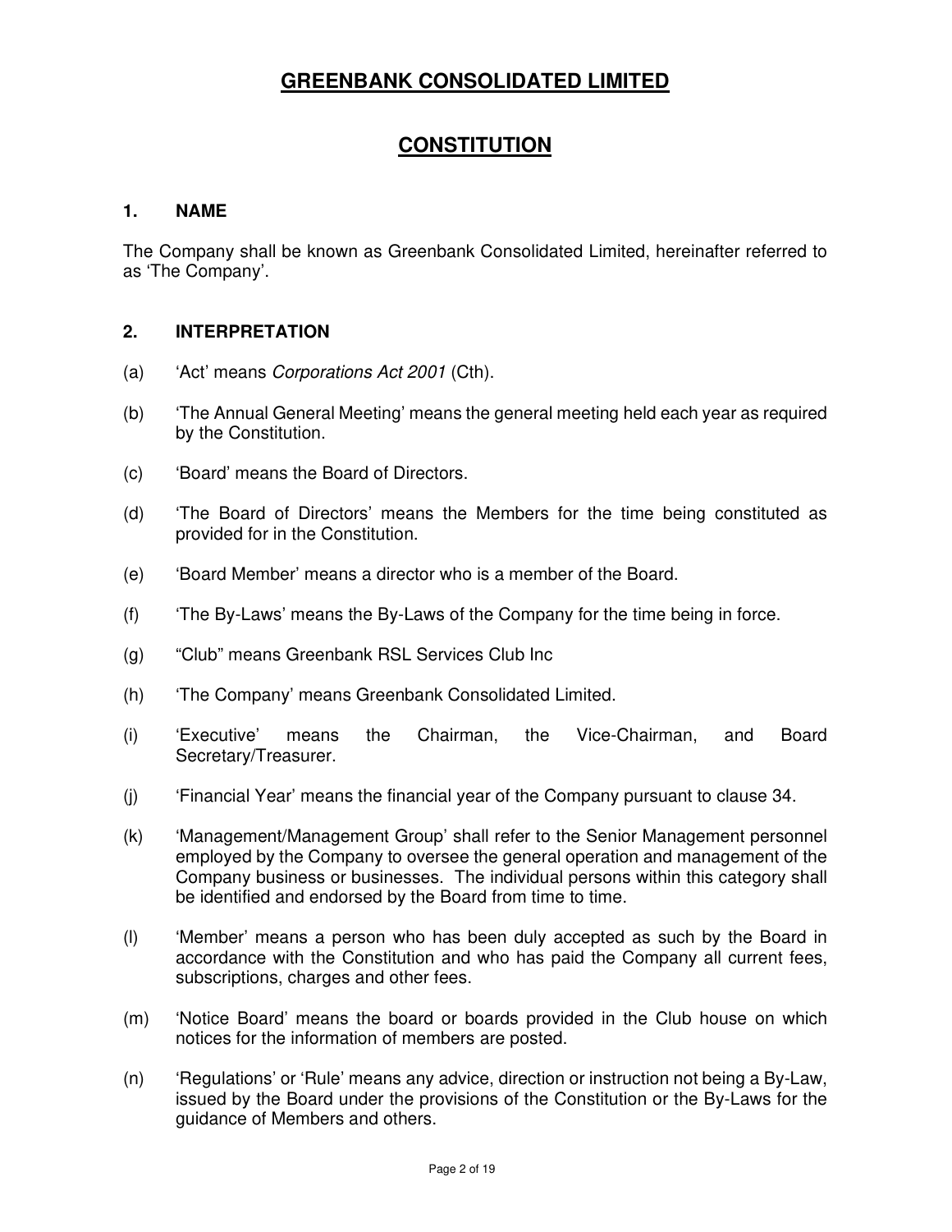# GREENBANK CONSOLIDATED LIMITED

# CONSTITUTION

## 1. NAME

The Company shall be known as Greenbank Consolidated Limited, hereinafter referred to as 'The Company'.

## 2. INTERPRETATION

(a) 'Act' means *Corporations Act 2001* (Cth).

(b) 'The Annual General Meeting' means the general meeting held each year as required by the Constitution.

(c) 'Board' means the Board of Directors.

(d) 'The Board of Directors' means the Members for the time being constituted as provided for in the Constitution.

(e) 'Board Member' means a director who is a member of the Board.

(f) 'The By-Laws' means the By-Laws of the Company for the time being in force.

(g) "Club" means Greenbank RSL Services Club Inc

(h) 'The Company' means Greenbank Consolidated Limited.

(i) 'Executive' means the Chairman, the Vice-Chairman, and Board Secretary/Treasurer.

(j) 'Financial Year' means the financial year of the Company pursuant to clause 34.

(k) 'Management/Management Group' shall refer to the Senior Management personnel employed by the Company to oversee the general operation and management of the Company business or businesses. The individual persons within this category shall be identified and endorsed by the Board from time to time.

(l) 'Member' means a person who has been duly accepted as such by the Board in accordance with the Constitution and who has paid the Company all current fees, subscriptions, charges and other fees.

(m) 'Notice Board' means the board or boards provided in the Club house on which notices for the information of members are posted.

(n) 'Regulations' or 'Rule' means any advice, direction or instruction not being a By-Law, issued by the Board under the provisions of the Constitution or the By-Laws for the guidance of Members and others.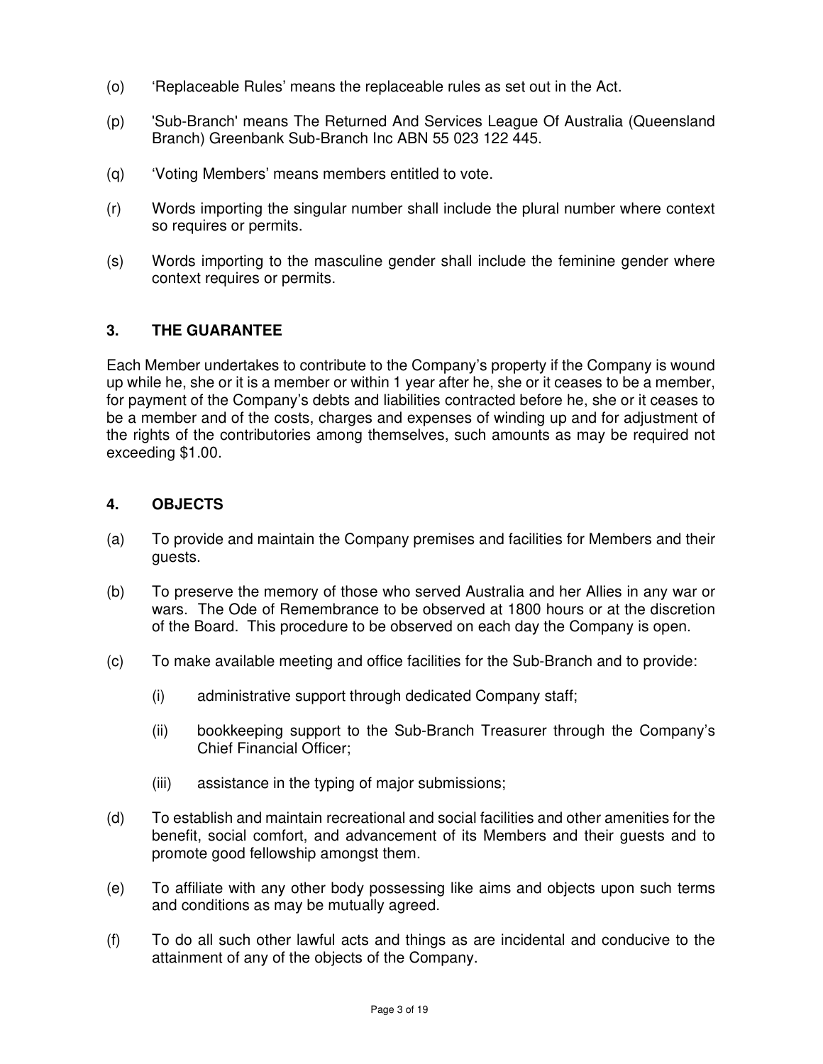(o) 'Replaceable Rules' means the replaceable rules as set out in the Act.

(p) 'Sub-Branch' means The Returned And Services League Of Australia (Queensland Branch) Greenbank Sub-Branch Inc ABN 55 023 122 445.

(q) 'Voting Members' means members entitled to vote.

(r) Words importing the singular number shall include the plural number where context so requires or permits.

(s) Words importing to the masculine gender shall include the feminine gender where context requires or permits.

## 3. THE GUARANTEE

Each Member undertakes to contribute to the Company's property if the Company is wound up while he, she or it is a member or within 1 year after he, she or it ceases to be a member, for payment of the Company's debts and liabilities contracted before he, she or it ceases to be a member and of the costs, charges and expenses of winding up and for adjustment of the rights of the contributories among themselves, such amounts as may be required not exceeding $1.00.

## 4. OBJECTS

(a) To provide and maintain the Company premises and facilities for Members and their guests.

(b) To preserve the memory of those who served Australia and her Allies in any war or wars. The Ode of Remembrance to be observed at 1800 hours or at the discretion of the Board. This procedure to be observed on each day the Company is open.

(c) To make available meeting and office facilities for the Sub-Branch and to provide:

    (i) administrative support through dedicated Company staff;

    (ii) bookkeeping support to the Sub-Branch Treasurer through the Company's Chief Financial Officer;

    (iii) assistance in the typing of major submissions;

(d) To establish and maintain recreational and social facilities and other amenities for the benefit, social comfort, and advancement of its Members and their guests and to promote good fellowship amongst them.

(e) To affiliate with any other body possessing like aims and objects upon such terms and conditions as may be mutually agreed.

(f) To do all such other lawful acts and things as are incidental and conducive to the attainment of any of the objects of the Company.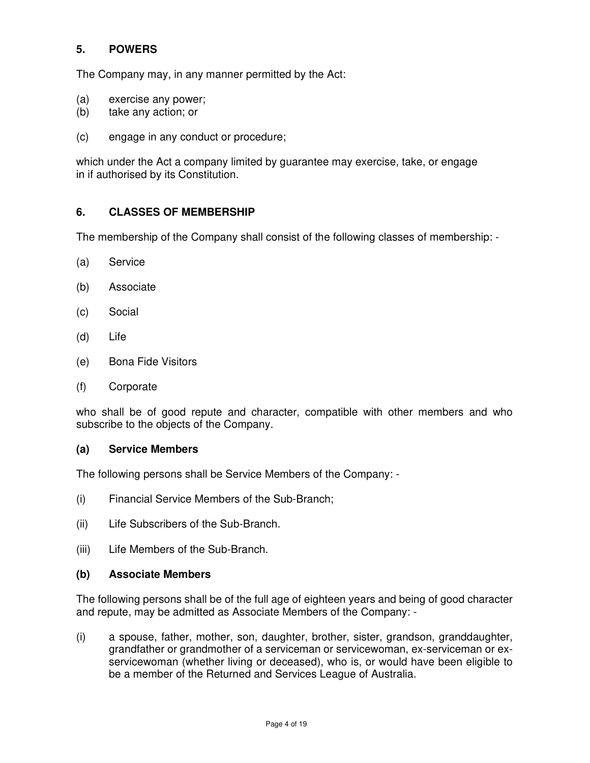## 5. POWERS

The Company may, in any manner permitted by the Act:

(a) exercise any power;
(b) take any action; or

(c) engage in any conduct or procedure;

which under the Act a company limited by guarantee may exercise, take, or engage in if authorised by its Constitution.

## 6. CLASSES OF MEMBERSHIP

The membership of the Company shall consist of the following classes of membership: -

(a) Service

(b) Associate

(c) Social

(d) Life

(e) Bona Fide Visitors

(f) Corporate

who shall be of good repute and character, compatible with other members and who subscribe to the objects of the Company.

### (a) Service Members

The following persons shall be Service Members of the Company: -

(i) Financial Service Members of the Sub-Branch;

(ii) Life Subscribers of the Sub-Branch.

(iii) Life Members of the Sub-Branch.

### (b) Associate Members

The following persons shall be of the full age of eighteen years and being of good character and repute, may be admitted as Associate Members of the Company: -

(i) a spouse, father, mother, son, daughter, brother, sister, grandson, granddaughter, grandfather or grandmother of a serviceman or servicewoman, ex-serviceman or ex-servicewoman (whether living or deceased), who is, or would have been eligible to be a member of the Returned and Services League of Australia.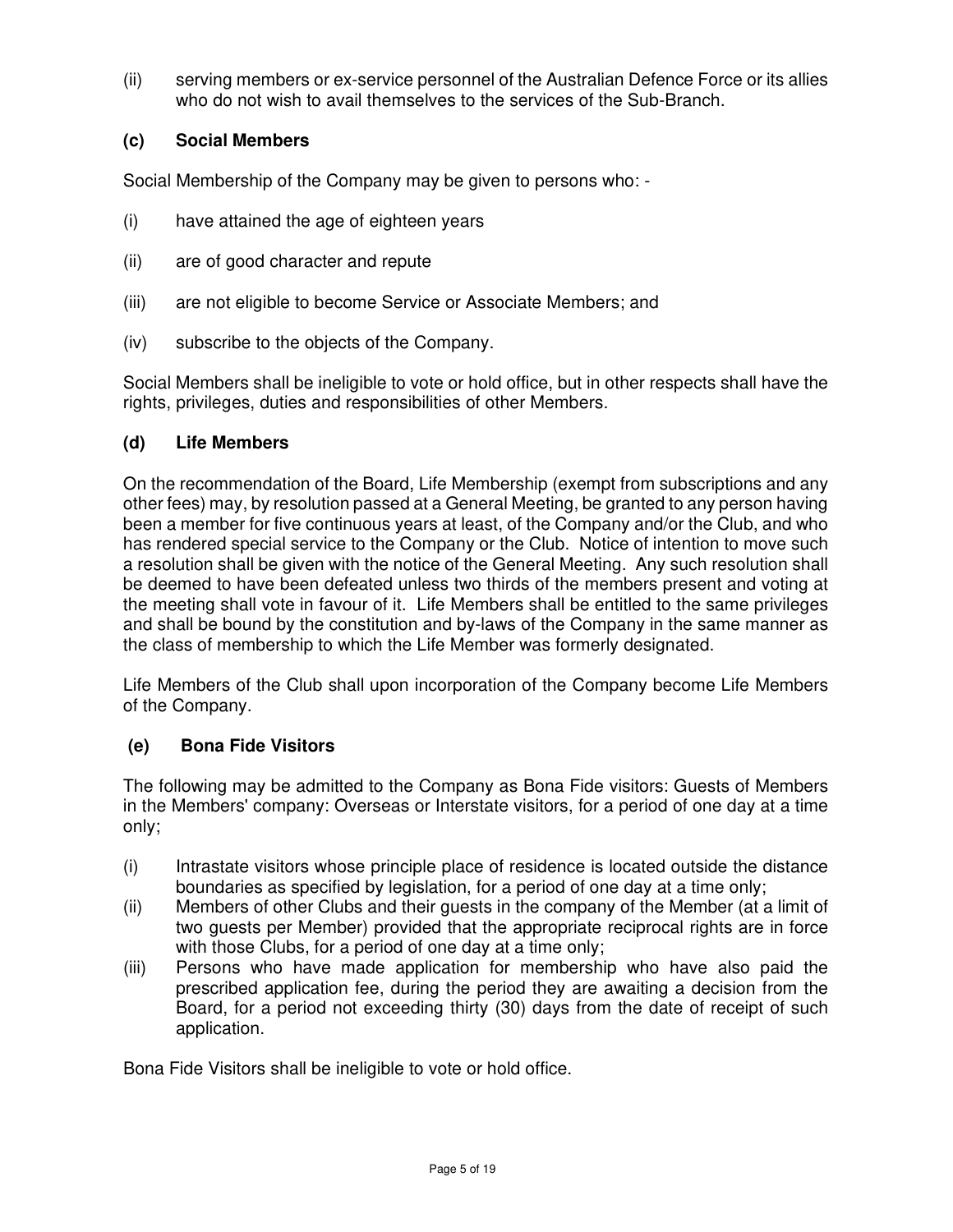(ii) serving members or ex-service personnel of the Australian Defence Force or its allies who do not wish to avail themselves to the services of the Sub-Branch.

### (c) Social Members

Social Membership of the Company may be given to persons who: -

(i) have attained the age of eighteen years

(ii) are of good character and repute

(iii) are not eligible to become Service or Associate Members; and

(iv) subscribe to the objects of the Company.

Social Members shall be ineligible to vote or hold office, but in other respects shall have the rights, privileges, duties and responsibilities of other Members.

### (d) Life Members

On the recommendation of the Board, Life Membership (exempt from subscriptions and any other fees) may, by resolution passed at a General Meeting, be granted to any person having been a member for five continuous years at least, of the Company and/or the Club, and who has rendered special service to the Company or the Club. Notice of intention to move such a resolution shall be given with the notice of the General Meeting. Any such resolution shall be deemed to have been defeated unless two thirds of the members present and voting at the meeting shall vote in favour of it. Life Members shall be entitled to the same privileges and shall be bound by the constitution and by-laws of the Company in the same manner as the class of membership to which the Life Member was formerly designated.

Life Members of the Club shall upon incorporation of the Company become Life Members of the Company.

### (e) Bona Fide Visitors

The following may be admitted to the Company as Bona Fide visitors: Guests of Members in the Members' company: Overseas or Interstate visitors, for a period of one day at a time only;

(i) Intrastate visitors whose principle place of residence is located outside the distance boundaries as specified by legislation, for a period of one day at a time only;

(ii) Members of other Clubs and their guests in the company of the Member (at a limit of two guests per Member) provided that the appropriate reciprocal rights are in force with those Clubs, for a period of one day at a time only;

(iii) Persons who have made application for membership who have also paid the prescribed application fee, during the period they are awaiting a decision from the Board, for a period not exceeding thirty (30) days from the date of receipt of such application.

Bona Fide Visitors shall be ineligible to vote or hold office.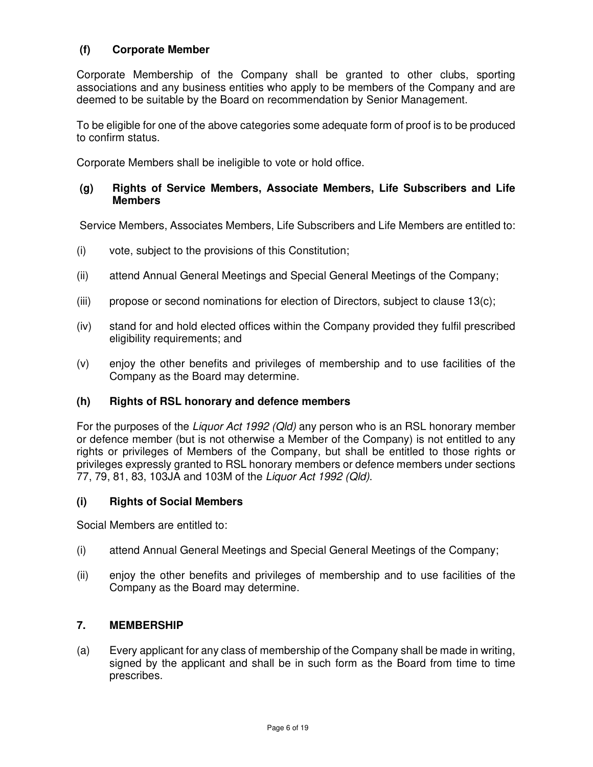### (f) Corporate Member

Corporate Membership of the Company shall be granted to other clubs, sporting associations and any business entities who apply to be members of the Company and are deemed to be suitable by the Board on recommendation by Senior Management.

To be eligible for one of the above categories some adequate form of proof is to be produced to confirm status.

Corporate Members shall be ineligible to vote or hold office.

### (g) Rights of Service Members, Associate Members, Life Subscribers and Life Members

Service Members, Associates Members, Life Subscribers and Life Members are entitled to:

(i) vote, subject to the provisions of this Constitution;

(ii) attend Annual General Meetings and Special General Meetings of the Company;

(iii) propose or second nominations for election of Directors, subject to clause 13(c);

(iv) stand for and hold elected offices within the Company provided they fulfil prescribed eligibility requirements; and

(v) enjoy the other benefits and privileges of membership and to use facilities of the Company as the Board may determine.

### (h) Rights of RSL honorary and defence members

For the purposes of the *Liquor Act 1992 (Qld)* any person who is an RSL honorary member or defence member (but is not otherwise a Member of the Company) is not entitled to any rights or privileges of Members of the Company, but shall be entitled to those rights or privileges expressly granted to RSL honorary members or defence members under sections 77, 79, 81, 83, 103JA and 103M of the *Liquor Act 1992 (Qld)*.

### (i) Rights of Social Members

Social Members are entitled to:

(i) attend Annual General Meetings and Special General Meetings of the Company;

(ii) enjoy the other benefits and privileges of membership and to use facilities of the Company as the Board may determine.

## 7. MEMBERSHIP

(a) Every applicant for any class of membership of the Company shall be made in writing, signed by the applicant and shall be in such form as the Board from time to time prescribes.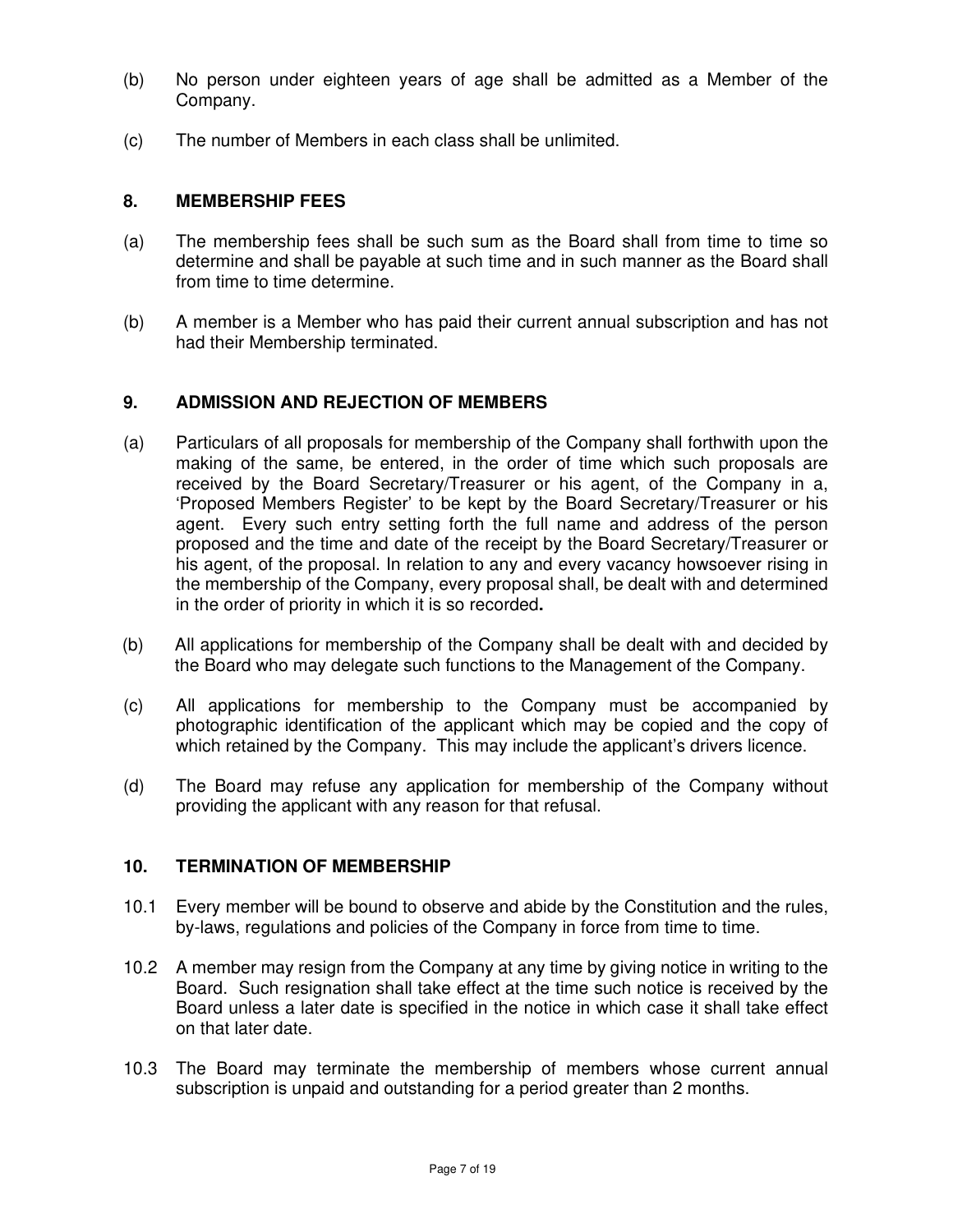(b) No person under eighteen years of age shall be admitted as a Member of the Company.

(c) The number of Members in each class shall be unlimited.

## 8. MEMBERSHIP FEES

(a) The membership fees shall be such sum as the Board shall from time to time so determine and shall be payable at such time and in such manner as the Board shall from time to time determine.

(b) A member is a Member who has paid their current annual subscription and has not had their Membership terminated.

## 9. ADMISSION AND REJECTION OF MEMBERS

(a) Particulars of all proposals for membership of the Company shall forthwith upon the making of the same, be entered, in the order of time which such proposals are received by the Board Secretary/Treasurer or his agent, of the Company in a, 'Proposed Members Register' to be kept by the Board Secretary/Treasurer or his agent. Every such entry setting forth the full name and address of the person proposed and the time and date of the receipt by the Board Secretary/Treasurer or his agent, of the proposal. In relation to any and every vacancy howsoever rising in the membership of the Company, every proposal shall, be dealt with and determined in the order of priority in which it is so recorded**.**

(b) All applications for membership of the Company shall be dealt with and decided by the Board who may delegate such functions to the Management of the Company.

(c) All applications for membership to the Company must be accompanied by photographic identification of the applicant which may be copied and the copy of which retained by the Company. This may include the applicant's drivers licence.

(d) The Board may refuse any application for membership of the Company without providing the applicant with any reason for that refusal.

## 10. TERMINATION OF MEMBERSHIP

10.1 Every member will be bound to observe and abide by the Constitution and the rules, by-laws, regulations and policies of the Company in force from time to time.

10.2 A member may resign from the Company at any time by giving notice in writing to the Board. Such resignation shall take effect at the time such notice is received by the Board unless a later date is specified in the notice in which case it shall take effect on that later date.

10.3 The Board may terminate the membership of members whose current annual subscription is unpaid and outstanding for a period greater than 2 months.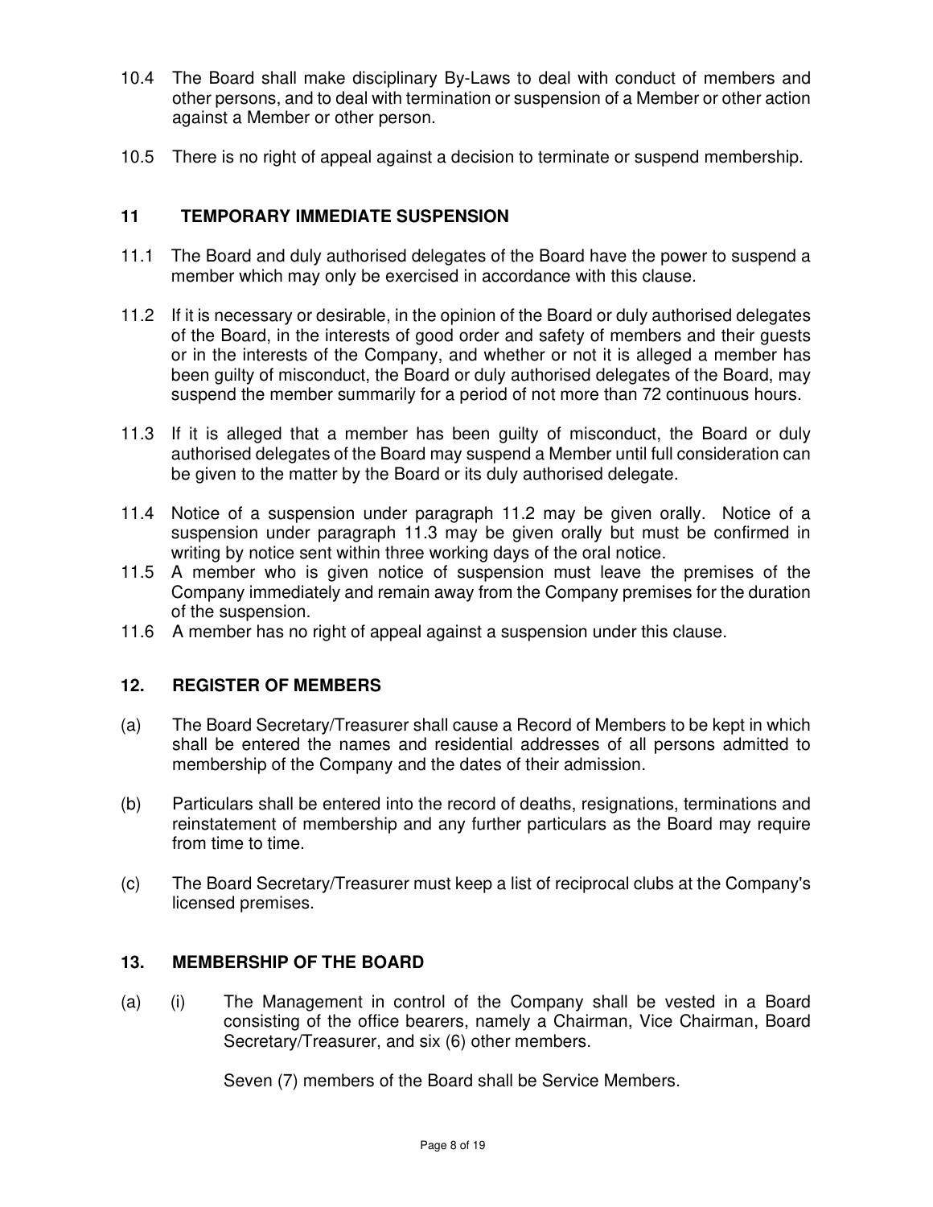10.4 The Board shall make disciplinary By-Laws to deal with conduct of members and other persons, and to deal with termination or suspension of a Member or other action against a Member or other person.

10.5 There is no right of appeal against a decision to terminate or suspend membership.

## 11 TEMPORARY IMMEDIATE SUSPENSION

11.1 The Board and duly authorised delegates of the Board have the power to suspend a member which may only be exercised in accordance with this clause.

11.2 If it is necessary or desirable, in the opinion of the Board or duly authorised delegates of the Board, in the interests of good order and safety of members and their guests or in the interests of the Company, and whether or not it is alleged a member has been guilty of misconduct, the Board or duly authorised delegates of the Board, may suspend the member summarily for a period of not more than 72 continuous hours.

11.3 If it is alleged that a member has been guilty of misconduct, the Board or duly authorised delegates of the Board may suspend a Member until full consideration can be given to the matter by the Board or its duly authorised delegate.

11.4 Notice of a suspension under paragraph 11.2 may be given orally. Notice of a suspension under paragraph 11.3 may be given orally but must be confirmed in writing by notice sent within three working days of the oral notice.

11.5 A member who is given notice of suspension must leave the premises of the Company immediately and remain away from the Company premises for the duration of the suspension.

11.6 A member has no right of appeal against a suspension under this clause.

## 12. REGISTER OF MEMBERS

(a) The Board Secretary/Treasurer shall cause a Record of Members to be kept in which shall be entered the names and residential addresses of all persons admitted to membership of the Company and the dates of their admission.

(b) Particulars shall be entered into the record of deaths, resignations, terminations and reinstatement of membership and any further particulars as the Board may require from time to time.

(c) The Board Secretary/Treasurer must keep a list of reciprocal clubs at the Company's licensed premises.

## 13. MEMBERSHIP OF THE BOARD

(a) (i) The Management in control of the Company shall be vested in a Board consisting of the office bearers, namely a Chairman, Vice Chairman, Board Secretary/Treasurer, and six (6) other members.

Seven (7) members of the Board shall be Service Members.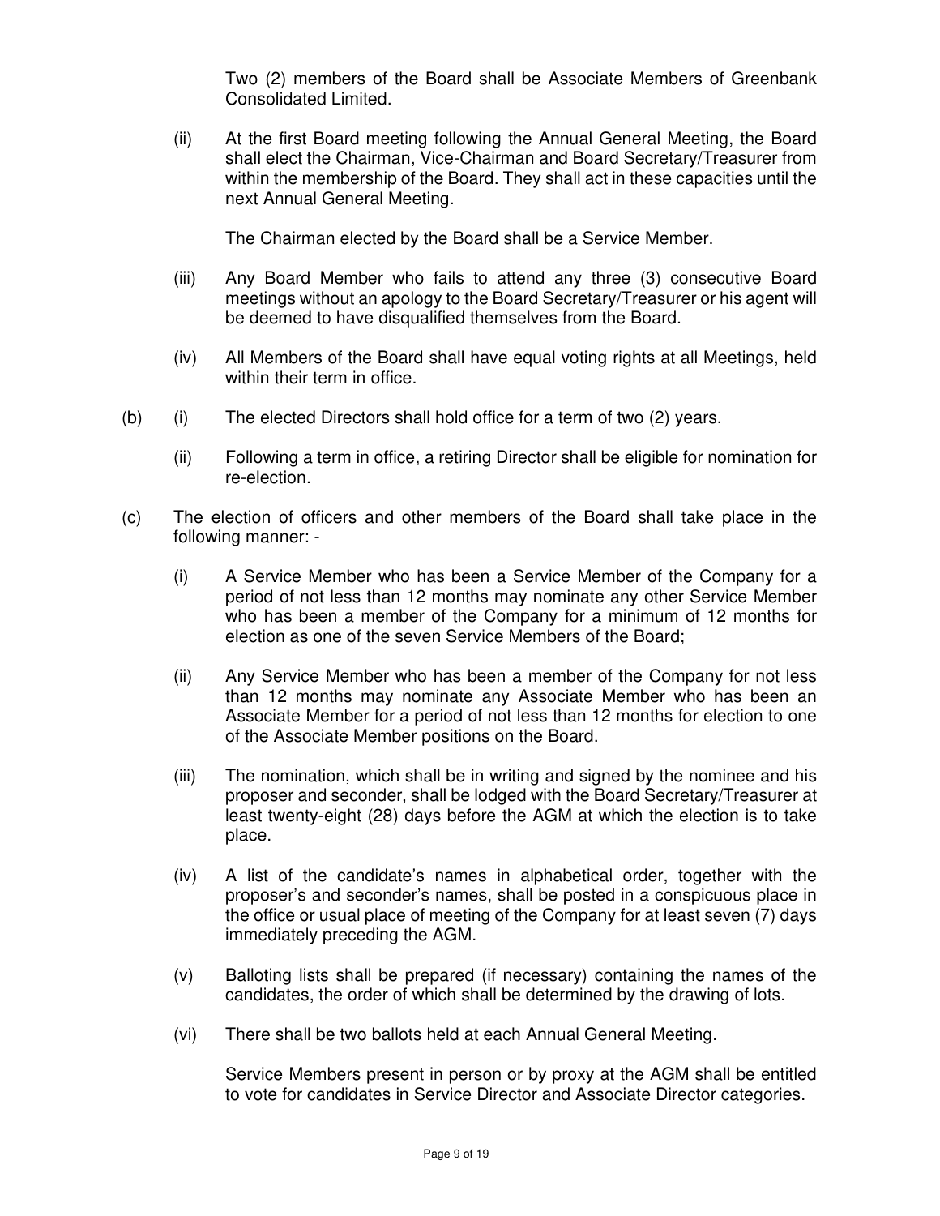Two (2) members of the Board shall be Associate Members of Greenbank Consolidated Limited.

(ii) At the first Board meeting following the Annual General Meeting, the Board shall elect the Chairman, Vice-Chairman and Board Secretary/Treasurer from within the membership of the Board. They shall act in these capacities until the next Annual General Meeting.

The Chairman elected by the Board shall be a Service Member.

(iii) Any Board Member who fails to attend any three (3) consecutive Board meetings without an apology to the Board Secretary/Treasurer or his agent will be deemed to have disqualified themselves from the Board.

(iv) All Members of the Board shall have equal voting rights at all Meetings, held within their term in office.

(b) (i) The elected Directors shall hold office for a term of two (2) years.

(ii) Following a term in office, a retiring Director shall be eligible for nomination for re-election.

(c) The election of officers and other members of the Board shall take place in the following manner: -

(i) A Service Member who has been a Service Member of the Company for a period of not less than 12 months may nominate any other Service Member who has been a member of the Company for a minimum of 12 months for election as one of the seven Service Members of the Board;

(ii) Any Service Member who has been a member of the Company for not less than 12 months may nominate any Associate Member who has been an Associate Member for a period of not less than 12 months for election to one of the Associate Member positions on the Board.

(iii) The nomination, which shall be in writing and signed by the nominee and his proposer and seconder, shall be lodged with the Board Secretary/Treasurer at least twenty-eight (28) days before the AGM at which the election is to take place.

(iv) A list of the candidate's names in alphabetical order, together with the proposer's and seconder's names, shall be posted in a conspicuous place in the office or usual place of meeting of the Company for at least seven (7) days immediately preceding the AGM.

(v) Balloting lists shall be prepared (if necessary) containing the names of the candidates, the order of which shall be determined by the drawing of lots.

(vi) There shall be two ballots held at each Annual General Meeting.

Service Members present in person or by proxy at the AGM shall be entitled to vote for candidates in Service Director and Associate Director categories.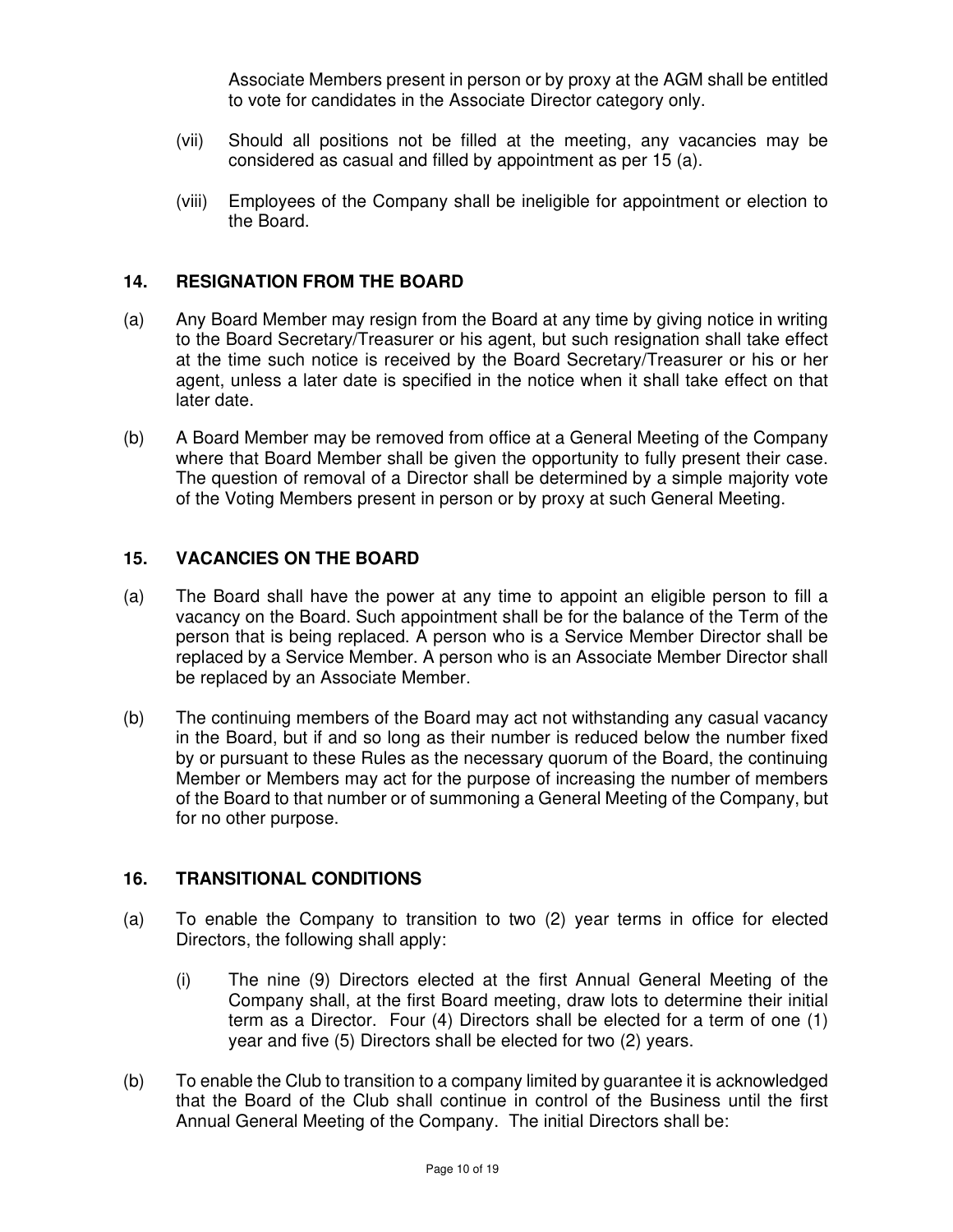Associate Members present in person or by proxy at the AGM shall be entitled to vote for candidates in the Associate Director category only.

(vii) Should all positions not be filled at the meeting, any vacancies may be considered as casual and filled by appointment as per 15 (a).

(viii) Employees of the Company shall be ineligible for appointment or election to the Board.

## 14. RESIGNATION FROM THE BOARD

(a) Any Board Member may resign from the Board at any time by giving notice in writing to the Board Secretary/Treasurer or his agent, but such resignation shall take effect at the time such notice is received by the Board Secretary/Treasurer or his or her agent, unless a later date is specified in the notice when it shall take effect on that later date.

(b) A Board Member may be removed from office at a General Meeting of the Company where that Board Member shall be given the opportunity to fully present their case. The question of removal of a Director shall be determined by a simple majority vote of the Voting Members present in person or by proxy at such General Meeting.

## 15. VACANCIES ON THE BOARD

(a) The Board shall have the power at any time to appoint an eligible person to fill a vacancy on the Board. Such appointment shall be for the balance of the Term of the person that is being replaced. A person who is a Service Member Director shall be replaced by a Service Member. A person who is an Associate Member Director shall be replaced by an Associate Member.

(b) The continuing members of the Board may act not withstanding any casual vacancy in the Board, but if and so long as their number is reduced below the number fixed by or pursuant to these Rules as the necessary quorum of the Board, the continuing Member or Members may act for the purpose of increasing the number of members of the Board to that number or of summoning a General Meeting of the Company, but for no other purpose.

## 16. TRANSITIONAL CONDITIONS

(a) To enable the Company to transition to two (2) year terms in office for elected Directors, the following shall apply:

(i) The nine (9) Directors elected at the first Annual General Meeting of the Company shall, at the first Board meeting, draw lots to determine their initial term as a Director. Four (4) Directors shall be elected for a term of one (1) year and five (5) Directors shall be elected for two (2) years.

(b) To enable the Club to transition to a company limited by guarantee it is acknowledged that the Board of the Club shall continue in control of the Business until the first Annual General Meeting of the Company. The initial Directors shall be: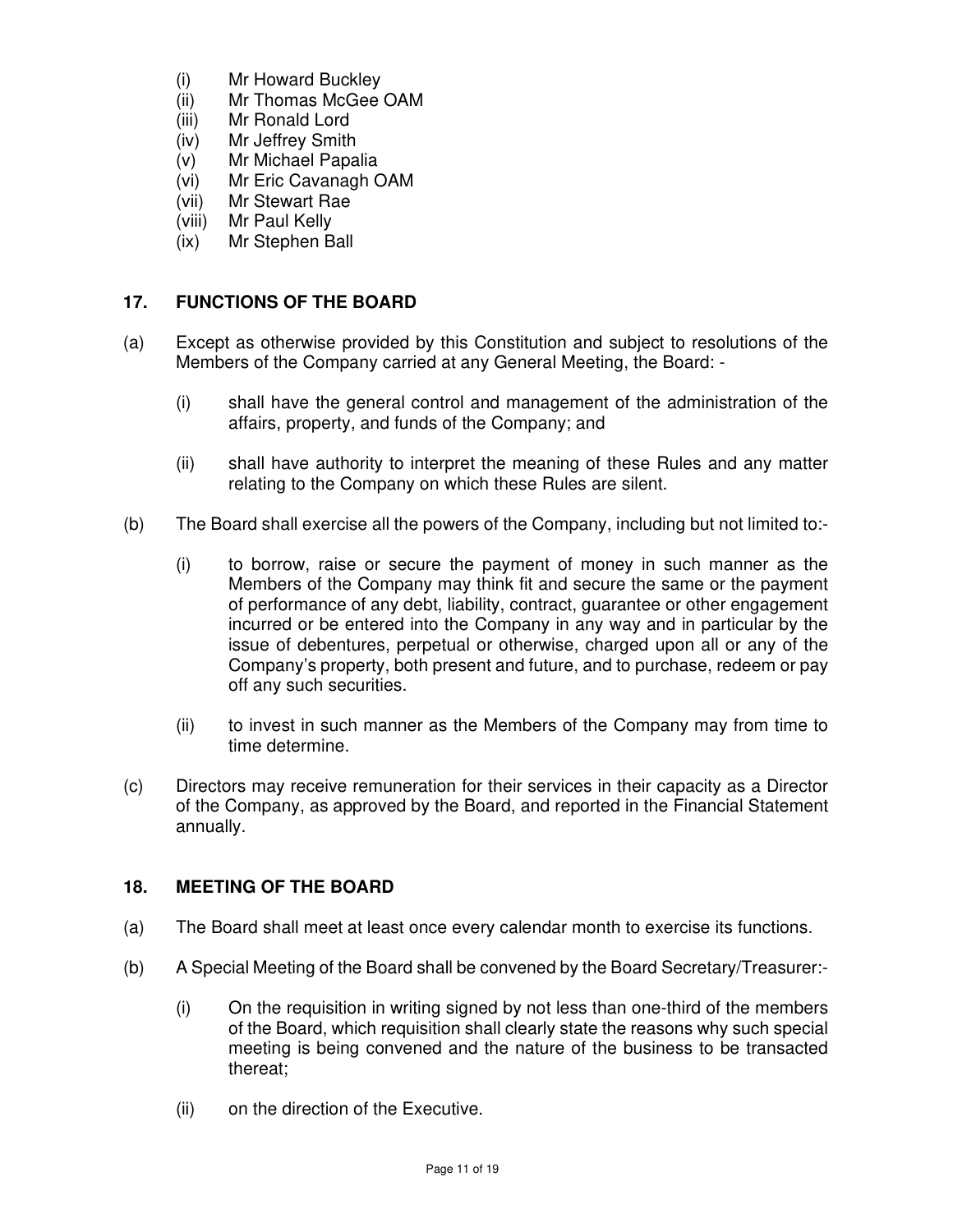(i) Mr Howard Buckley
(ii) Mr Thomas McGee OAM
(iii) Mr Ronald Lord
(iv) Mr Jeffrey Smith
(v) Mr Michael Papalia
(vi) Mr Eric Cavanagh OAM
(vii) Mr Stewart Rae
(viii) Mr Paul Kelly
(ix) Mr Stephen Ball

## 17. FUNCTIONS OF THE BOARD

(a) Except as otherwise provided by this Constitution and subject to resolutions of the Members of the Company carried at any General Meeting, the Board: -

(i) shall have the general control and management of the administration of the affairs, property, and funds of the Company; and

(ii) shall have authority to interpret the meaning of these Rules and any matter relating to the Company on which these Rules are silent.

(b) The Board shall exercise all the powers of the Company, including but not limited to:-

(i) to borrow, raise or secure the payment of money in such manner as the Members of the Company may think fit and secure the same or the payment of performance of any debt, liability, contract, guarantee or other engagement incurred or be entered into the Company in any way and in particular by the issue of debentures, perpetual or otherwise, charged upon all or any of the Company's property, both present and future, and to purchase, redeem or pay off any such securities.

(ii) to invest in such manner as the Members of the Company may from time to time determine.

(c) Directors may receive remuneration for their services in their capacity as a Director of the Company, as approved by the Board, and reported in the Financial Statement annually.

## 18. MEETING OF THE BOARD

(a) The Board shall meet at least once every calendar month to exercise its functions.

(b) A Special Meeting of the Board shall be convened by the Board Secretary/Treasurer:-

(i) On the requisition in writing signed by not less than one-third of the members of the Board, which requisition shall clearly state the reasons why such special meeting is being convened and the nature of the business to be transacted thereat;

(ii) on the direction of the Executive.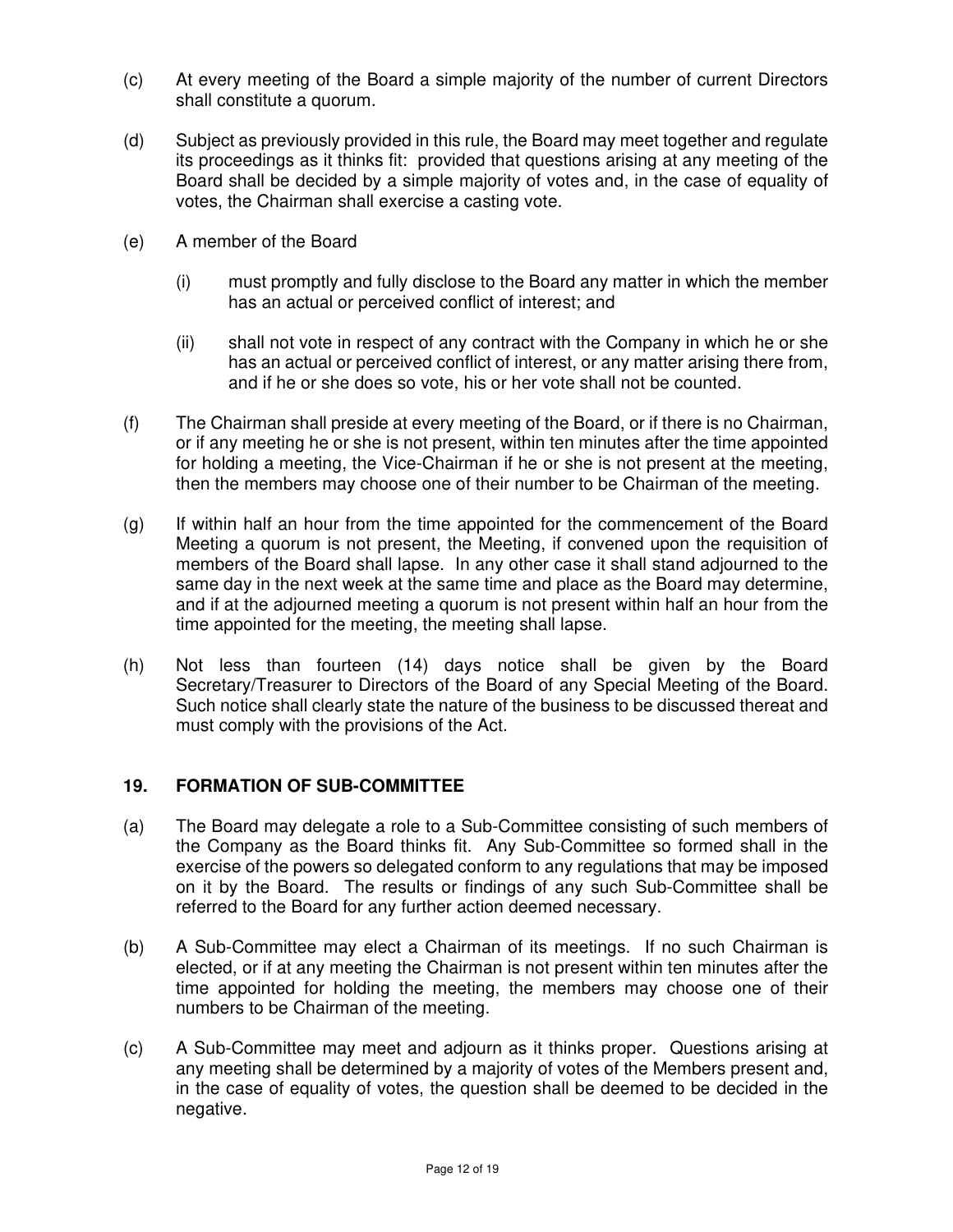(c) At every meeting of the Board a simple majority of the number of current Directors shall constitute a quorum.

(d) Subject as previously provided in this rule, the Board may meet together and regulate its proceedings as it thinks fit: provided that questions arising at any meeting of the Board shall be decided by a simple majority of votes and, in the case of equality of votes, the Chairman shall exercise a casting vote.

(e) A member of the Board

(i) must promptly and fully disclose to the Board any matter in which the member has an actual or perceived conflict of interest; and

(ii) shall not vote in respect of any contract with the Company in which he or she has an actual or perceived conflict of interest, or any matter arising there from, and if he or she does so vote, his or her vote shall not be counted.

(f) The Chairman shall preside at every meeting of the Board, or if there is no Chairman, or if any meeting he or she is not present, within ten minutes after the time appointed for holding a meeting, the Vice-Chairman if he or she is not present at the meeting, then the members may choose one of their number to be Chairman of the meeting.

(g) If within half an hour from the time appointed for the commencement of the Board Meeting a quorum is not present, the Meeting, if convened upon the requisition of members of the Board shall lapse. In any other case it shall stand adjourned to the same day in the next week at the same time and place as the Board may determine, and if at the adjourned meeting a quorum is not present within half an hour from the time appointed for the meeting, the meeting shall lapse.

(h) Not less than fourteen (14) days notice shall be given by the Board Secretary/Treasurer to Directors of the Board of any Special Meeting of the Board. Such notice shall clearly state the nature of the business to be discussed thereat and must comply with the provisions of the Act.

## 19. FORMATION OF SUB-COMMITTEE

(a) The Board may delegate a role to a Sub-Committee consisting of such members of the Company as the Board thinks fit. Any Sub-Committee so formed shall in the exercise of the powers so delegated conform to any regulations that may be imposed on it by the Board. The results or findings of any such Sub-Committee shall be referred to the Board for any further action deemed necessary.

(b) A Sub-Committee may elect a Chairman of its meetings. If no such Chairman is elected, or if at any meeting the Chairman is not present within ten minutes after the time appointed for holding the meeting, the members may choose one of their numbers to be Chairman of the meeting.

(c) A Sub-Committee may meet and adjourn as it thinks proper. Questions arising at any meeting shall be determined by a majority of votes of the Members present and, in the case of equality of votes, the question shall be deemed to be decided in the negative.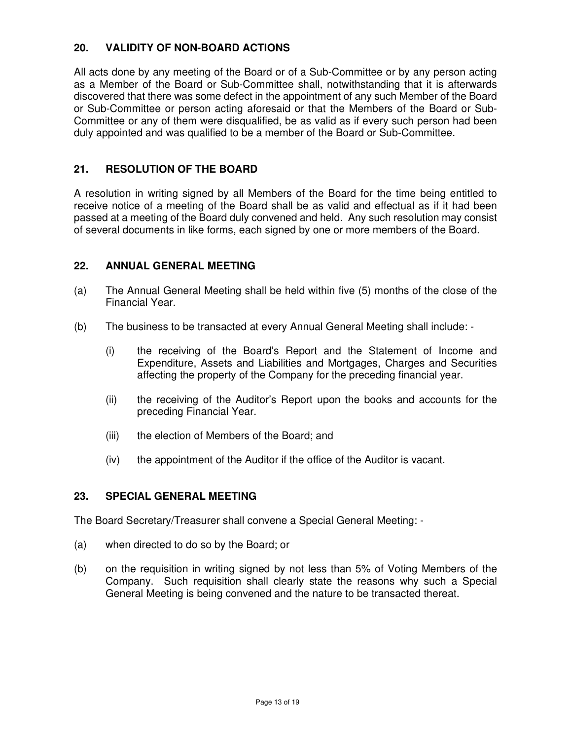## 20. VALIDITY OF NON-BOARD ACTIONS

All acts done by any meeting of the Board or of a Sub-Committee or by any person acting as a Member of the Board or Sub-Committee shall, notwithstanding that it is afterwards discovered that there was some defect in the appointment of any such Member of the Board or Sub-Committee or person acting aforesaid or that the Members of the Board or Sub-Committee or any of them were disqualified, be as valid as if every such person had been duly appointed and was qualified to be a member of the Board or Sub-Committee.

## 21. RESOLUTION OF THE BOARD

A resolution in writing signed by all Members of the Board for the time being entitled to receive notice of a meeting of the Board shall be as valid and effectual as if it had been passed at a meeting of the Board duly convened and held. Any such resolution may consist of several documents in like forms, each signed by one or more members of the Board.

## 22. ANNUAL GENERAL MEETING

(a) The Annual General Meeting shall be held within five (5) months of the close of the Financial Year.

(b) The business to be transacted at every Annual General Meeting shall include: -

  (i) the receiving of the Board's Report and the Statement of Income and Expenditure, Assets and Liabilities and Mortgages, Charges and Securities affecting the property of the Company for the preceding financial year.

  (ii) the receiving of the Auditor's Report upon the books and accounts for the preceding Financial Year.

  (iii) the election of Members of the Board; and

  (iv) the appointment of the Auditor if the office of the Auditor is vacant.

## 23. SPECIAL GENERAL MEETING

The Board Secretary/Treasurer shall convene a Special General Meeting: -

(a) when directed to do so by the Board; or

(b) on the requisition in writing signed by not less than 5% of Voting Members of the Company. Such requisition shall clearly state the reasons why such a Special General Meeting is being convened and the nature to be transacted thereat.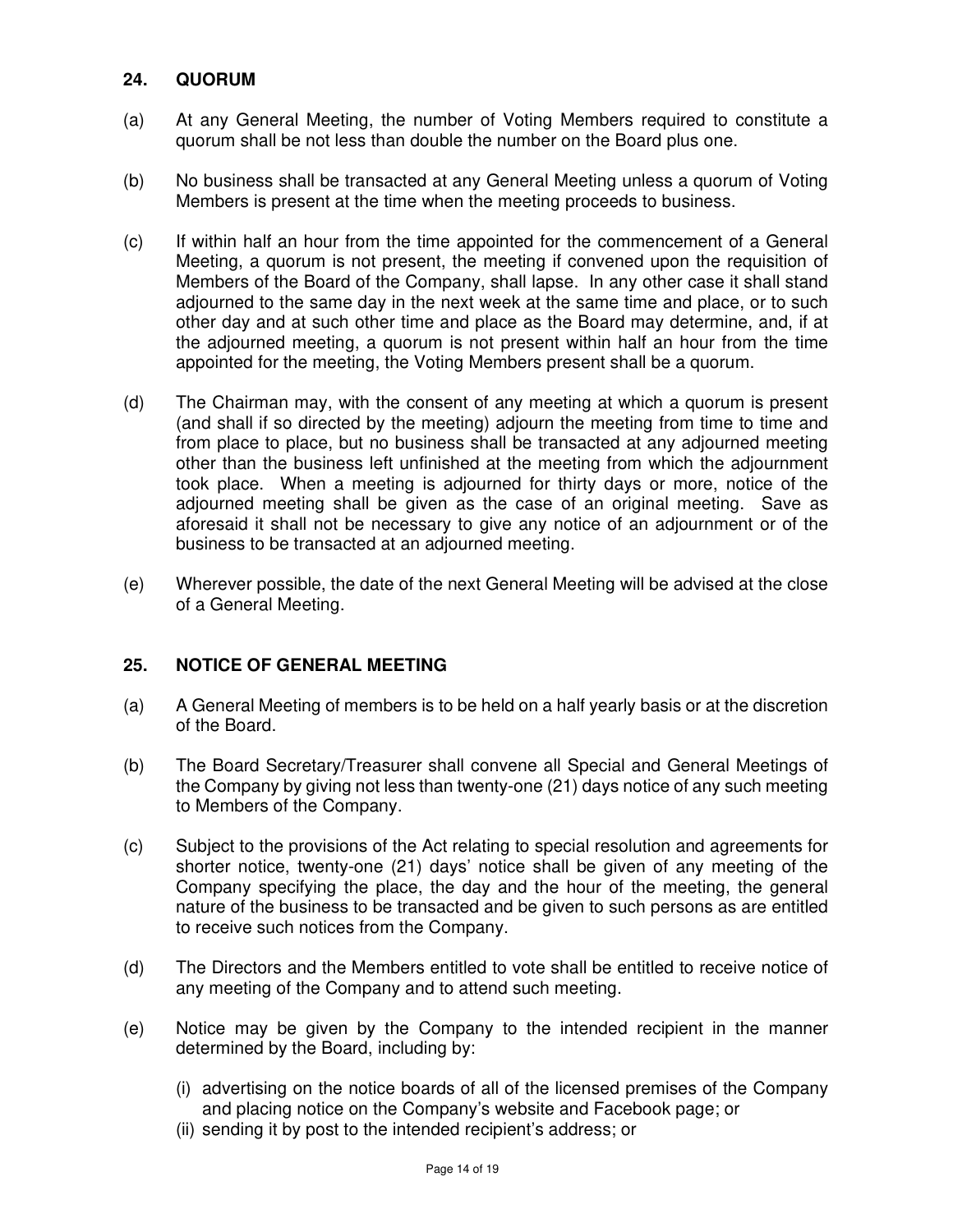## 24. QUORUM

(a) At any General Meeting, the number of Voting Members required to constitute a quorum shall be not less than double the number on the Board plus one.

(b) No business shall be transacted at any General Meeting unless a quorum of Voting Members is present at the time when the meeting proceeds to business.

(c) If within half an hour from the time appointed for the commencement of a General Meeting, a quorum is not present, the meeting if convened upon the requisition of Members of the Board of the Company, shall lapse. In any other case it shall stand adjourned to the same day in the next week at the same time and place, or to such other day and at such other time and place as the Board may determine, and, if at the adjourned meeting, a quorum is not present within half an hour from the time appointed for the meeting, the Voting Members present shall be a quorum.

(d) The Chairman may, with the consent of any meeting at which a quorum is present (and shall if so directed by the meeting) adjourn the meeting from time to time and from place to place, but no business shall be transacted at any adjourned meeting other than the business left unfinished at the meeting from which the adjournment took place. When a meeting is adjourned for thirty days or more, notice of the adjourned meeting shall be given as the case of an original meeting. Save as aforesaid it shall not be necessary to give any notice of an adjournment or of the business to be transacted at an adjourned meeting.

(e) Wherever possible, the date of the next General Meeting will be advised at the close of a General Meeting.

## 25. NOTICE OF GENERAL MEETING

(a) A General Meeting of members is to be held on a half yearly basis or at the discretion of the Board.

(b) The Board Secretary/Treasurer shall convene all Special and General Meetings of the Company by giving not less than twenty-one (21) days notice of any such meeting to Members of the Company.

(c) Subject to the provisions of the Act relating to special resolution and agreements for shorter notice, twenty-one (21) days' notice shall be given of any meeting of the Company specifying the place, the day and the hour of the meeting, the general nature of the business to be transacted and be given to such persons as are entitled to receive such notices from the Company.

(d) The Directors and the Members entitled to vote shall be entitled to receive notice of any meeting of the Company and to attend such meeting.

(e) Notice may be given by the Company to the intended recipient in the manner determined by the Board, including by:

   (i) advertising on the notice boards of all of the licensed premises of the Company and placing notice on the Company's website and Facebook page; or
   (ii) sending it by post to the intended recipient's address; or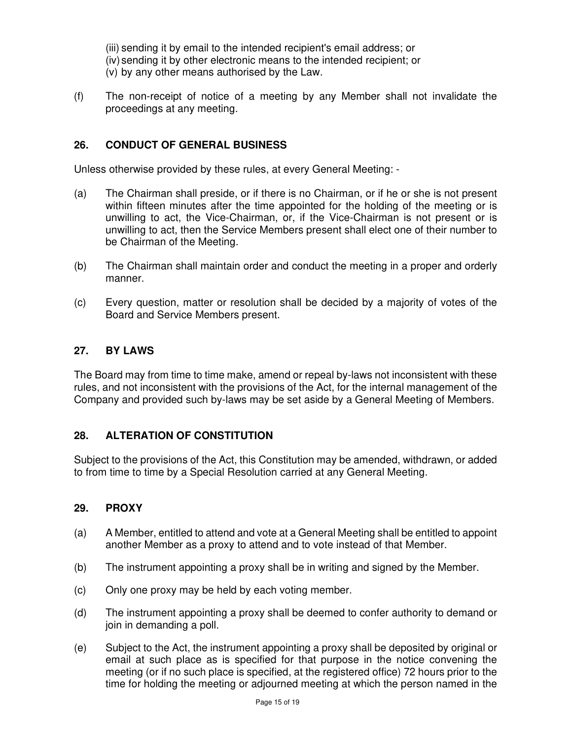(iii) sending it by email to the intended recipient's email address; or
(iv) sending it by other electronic means to the intended recipient; or
(v) by any other means authorised by the Law.

(f) The non-receipt of notice of a meeting by any Member shall not invalidate the proceedings at any meeting.

## 26. CONDUCT OF GENERAL BUSINESS

Unless otherwise provided by these rules, at every General Meeting: -

(a) The Chairman shall preside, or if there is no Chairman, or if he or she is not present within fifteen minutes after the time appointed for the holding of the meeting or is unwilling to act, the Vice-Chairman, or, if the Vice-Chairman is not present or is unwilling to act, then the Service Members present shall elect one of their number to be Chairman of the Meeting.

(b) The Chairman shall maintain order and conduct the meeting in a proper and orderly manner.

(c) Every question, matter or resolution shall be decided by a majority of votes of the Board and Service Members present.

## 27. BY LAWS

The Board may from time to time make, amend or repeal by-laws not inconsistent with these rules, and not inconsistent with the provisions of the Act, for the internal management of the Company and provided such by-laws may be set aside by a General Meeting of Members.

## 28. ALTERATION OF CONSTITUTION

Subject to the provisions of the Act, this Constitution may be amended, withdrawn, or added to from time to time by a Special Resolution carried at any General Meeting.

## 29. PROXY

(a) A Member, entitled to attend and vote at a General Meeting shall be entitled to appoint another Member as a proxy to attend and to vote instead of that Member.

(b) The instrument appointing a proxy shall be in writing and signed by the Member.

(c) Only one proxy may be held by each voting member.

(d) The instrument appointing a proxy shall be deemed to confer authority to demand or join in demanding a poll.

(e) Subject to the Act, the instrument appointing a proxy shall be deposited by original or email at such place as is specified for that purpose in the notice convening the meeting (or if no such place is specified, at the registered office) 72 hours prior to the time for holding the meeting or adjourned meeting at which the person named in the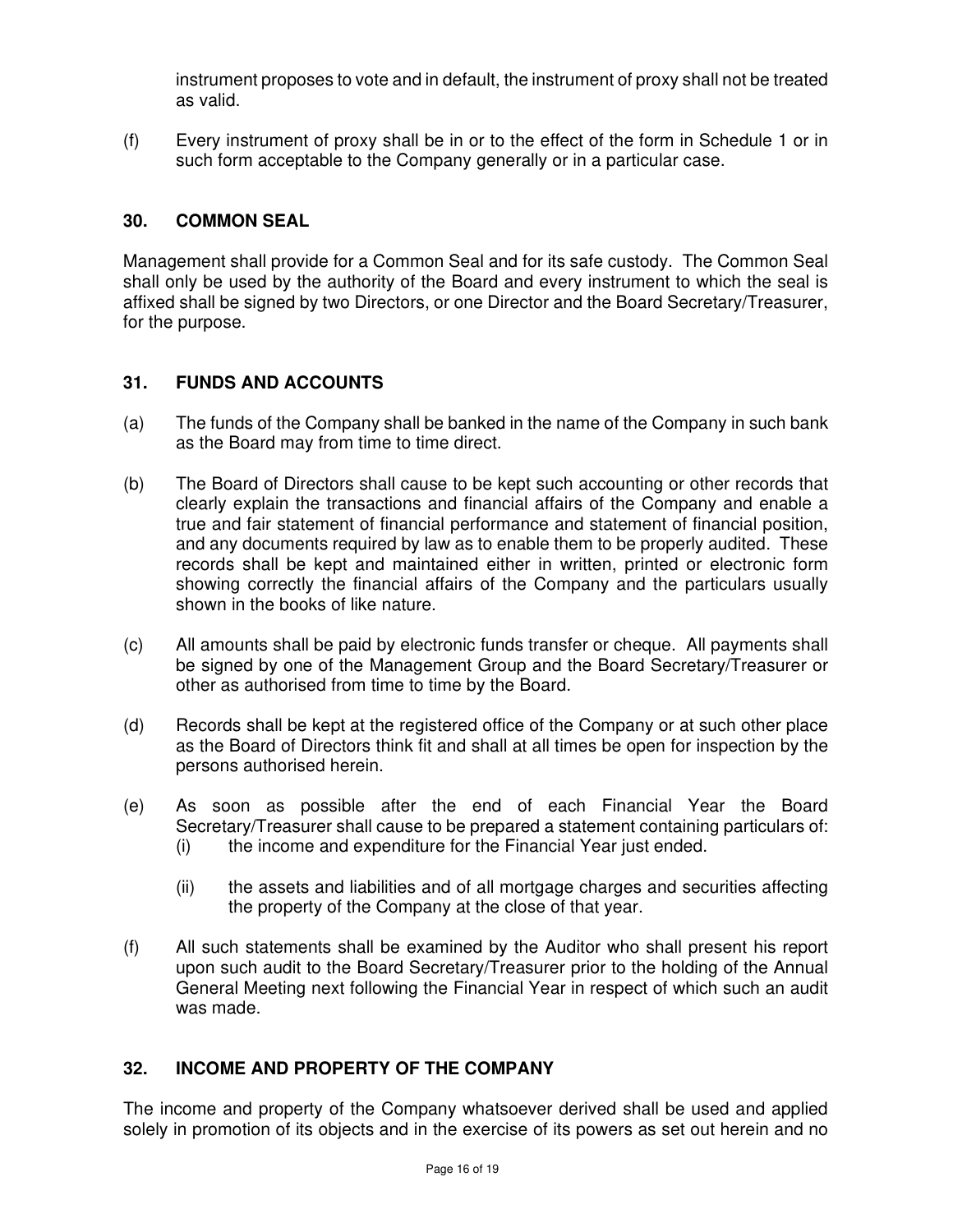instrument proposes to vote and in default, the instrument of proxy shall not be treated as valid.

(f) Every instrument of proxy shall be in or to the effect of the form in Schedule 1 or in such form acceptable to the Company generally or in a particular case.

## 30. COMMON SEAL

Management shall provide for a Common Seal and for its safe custody. The Common Seal shall only be used by the authority of the Board and every instrument to which the seal is affixed shall be signed by two Directors, or one Director and the Board Secretary/Treasurer, for the purpose.

## 31. FUNDS AND ACCOUNTS

(a) The funds of the Company shall be banked in the name of the Company in such bank as the Board may from time to time direct.

(b) The Board of Directors shall cause to be kept such accounting or other records that clearly explain the transactions and financial affairs of the Company and enable a true and fair statement of financial performance and statement of financial position, and any documents required by law as to enable them to be properly audited. These records shall be kept and maintained either in written, printed or electronic form showing correctly the financial affairs of the Company and the particulars usually shown in the books of like nature.

(c) All amounts shall be paid by electronic funds transfer or cheque. All payments shall be signed by one of the Management Group and the Board Secretary/Treasurer or other as authorised from time to time by the Board.

(d) Records shall be kept at the registered office of the Company or at such other place as the Board of Directors think fit and shall at all times be open for inspection by the persons authorised herein.

(e) As soon as possible after the end of each Financial Year the Board Secretary/Treasurer shall cause to be prepared a statement containing particulars of:
   (i) the income and expenditure for the Financial Year just ended.

   (ii) the assets and liabilities and of all mortgage charges and securities affecting the property of the Company at the close of that year.

(f) All such statements shall be examined by the Auditor who shall present his report upon such audit to the Board Secretary/Treasurer prior to the holding of the Annual General Meeting next following the Financial Year in respect of which such an audit was made.

## 32. INCOME AND PROPERTY OF THE COMPANY

The income and property of the Company whatsoever derived shall be used and applied solely in promotion of its objects and in the exercise of its powers as set out herein and no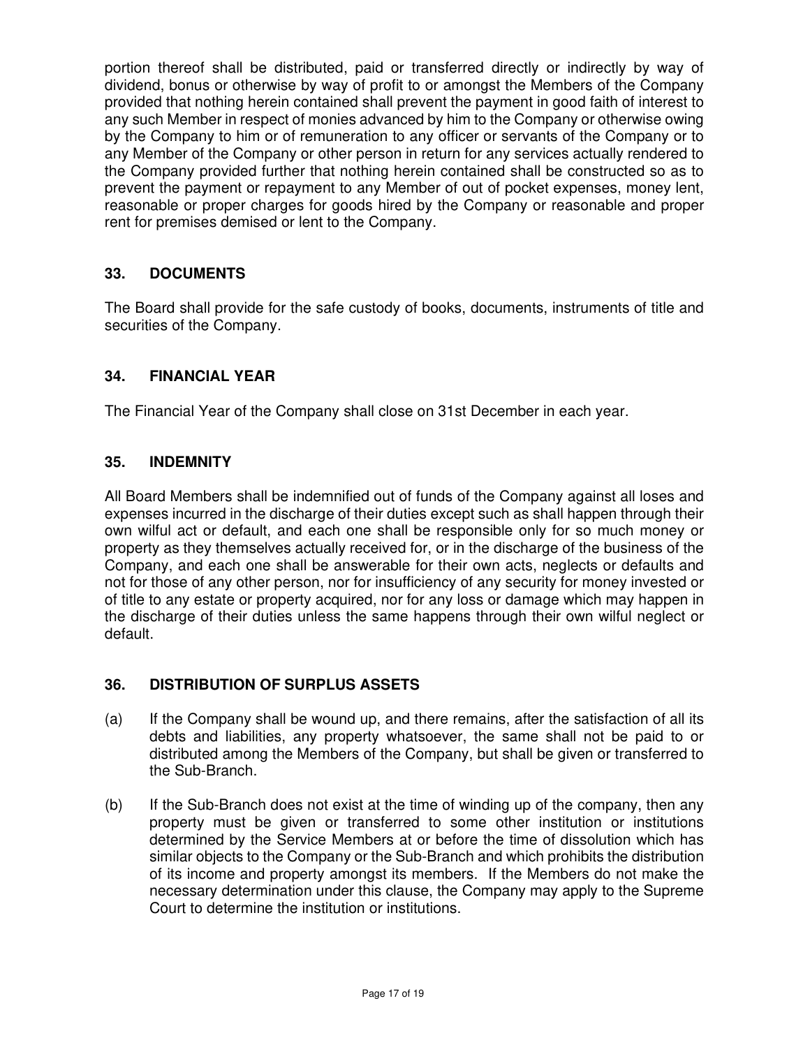portion thereof shall be distributed, paid or transferred directly or indirectly by way of dividend, bonus or otherwise by way of profit to or amongst the Members of the Company provided that nothing herein contained shall prevent the payment in good faith of interest to any such Member in respect of monies advanced by him to the Company or otherwise owing by the Company to him or of remuneration to any officer or servants of the Company or to any Member of the Company or other person in return for any services actually rendered to the Company provided further that nothing herein contained shall be constructed so as to prevent the payment or repayment to any Member of out of pocket expenses, money lent, reasonable or proper charges for goods hired by the Company or reasonable and proper rent for premises demised or lent to the Company.

## 33. DOCUMENTS

The Board shall provide for the safe custody of books, documents, instruments of title and securities of the Company.

## 34. FINANCIAL YEAR

The Financial Year of the Company shall close on 31st December in each year.

## 35. INDEMNITY

All Board Members shall be indemnified out of funds of the Company against all loses and expenses incurred in the discharge of their duties except such as shall happen through their own wilful act or default, and each one shall be responsible only for so much money or property as they themselves actually received for, or in the discharge of the business of the Company, and each one shall be answerable for their own acts, neglects or defaults and not for those of any other person, nor for insufficiency of any security for money invested or of title to any estate or property acquired, nor for any loss or damage which may happen in the discharge of their duties unless the same happens through their own wilful neglect or default.

## 36. DISTRIBUTION OF SURPLUS ASSETS

(a) If the Company shall be wound up, and there remains, after the satisfaction of all its debts and liabilities, any property whatsoever, the same shall not be paid to or distributed among the Members of the Company, but shall be given or transferred to the Sub-Branch.

(b) If the Sub-Branch does not exist at the time of winding up of the company, then any property must be given or transferred to some other institution or institutions determined by the Service Members at or before the time of dissolution which has similar objects to the Company or the Sub-Branch and which prohibits the distribution of its income and property amongst its members. If the Members do not make the necessary determination under this clause, the Company may apply to the Supreme Court to determine the institution or institutions.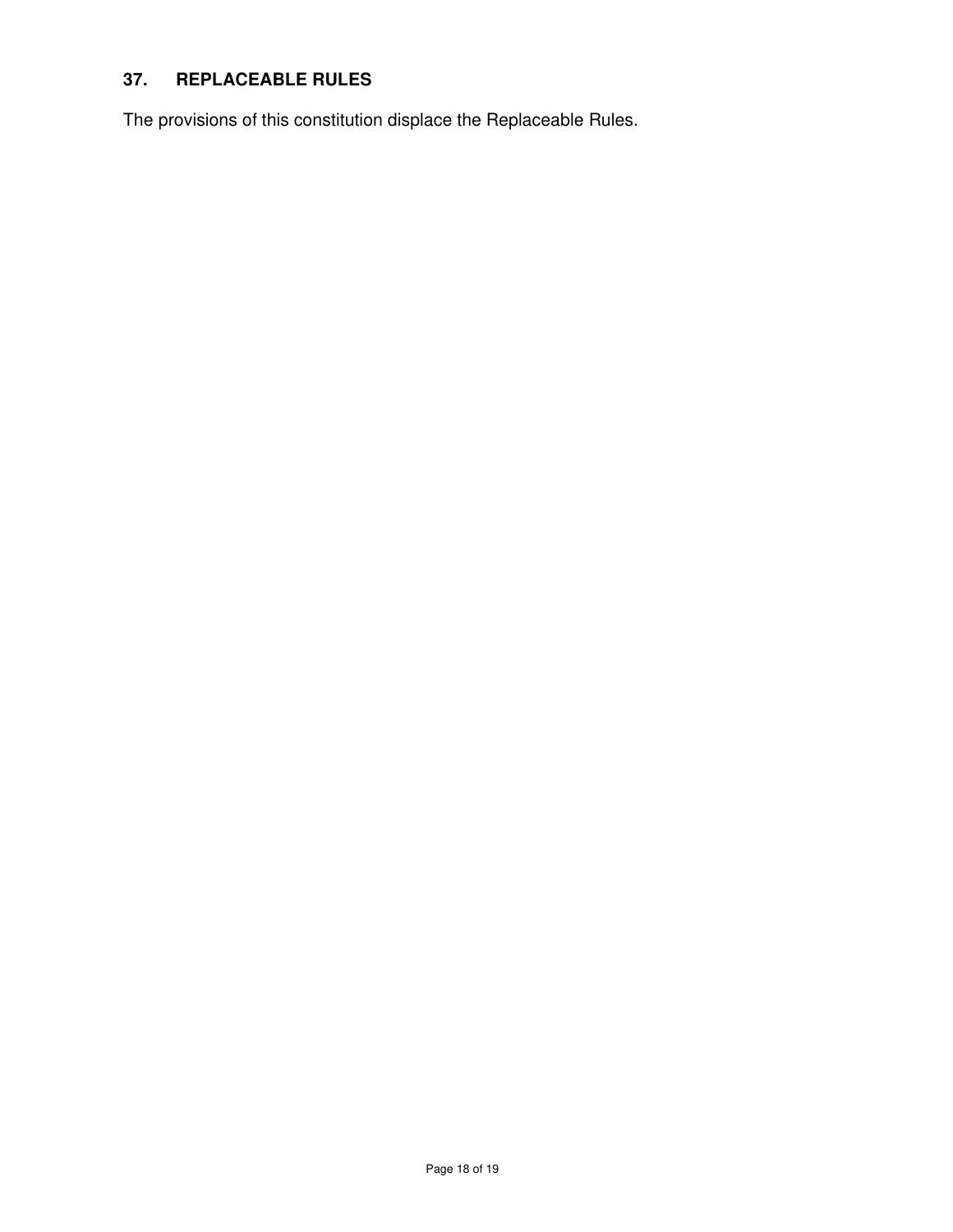## 37. REPLACEABLE RULES

The provisions of this constitution displace the Replaceable Rules.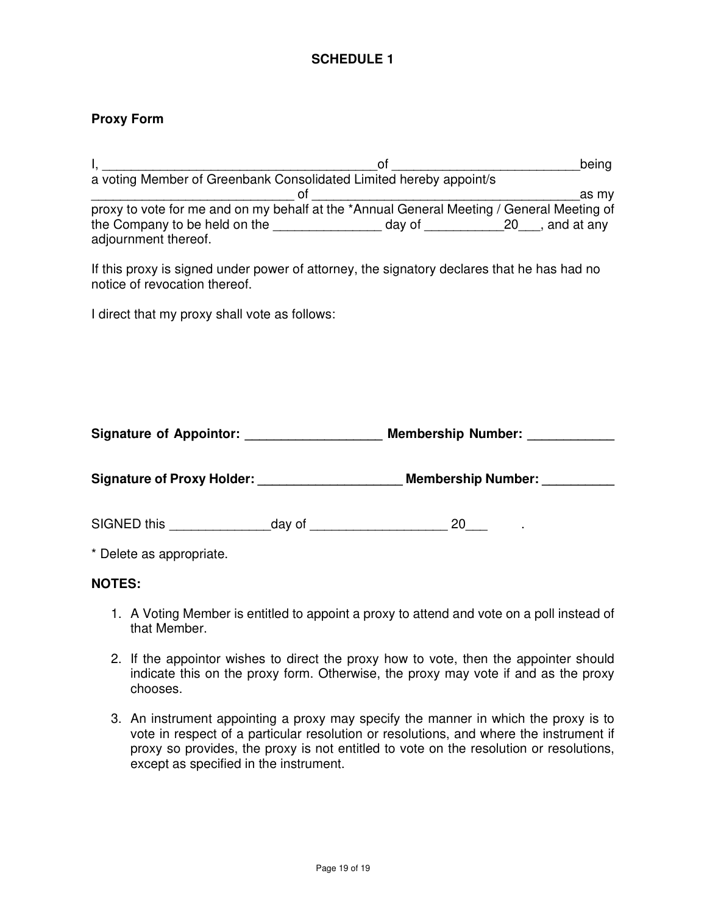## SCHEDULE 1

**Proxy Form**

I, ________________________________________of ___________________________being a voting Member of Greenbank Consolidated Limited hereby appoint/s ______________________________ of _________________________________________as my proxy to vote for me and on my behalf at the *Annual General Meeting / General Meeting of the Company to be held on the _______________ day of ___________20___, and at any adjournment thereof.

If this proxy is signed under power of attorney, the signatory declares that he has had no notice of revocation thereof.

I direct that my proxy shall vote as follows:

**Signature of Appointor: ___________________ Membership Number: ____________**

**Signature of Proxy Holder: ____________________ Membership Number: __________**

SIGNED this ______________day of ___________________ 20___ .

* Delete as appropriate.

**NOTES:**

1. A Voting Member is entitled to appoint a proxy to attend and vote on a poll instead of that Member.
2. If the appointor wishes to direct the proxy how to vote, then the appointer should indicate this on the proxy form. Otherwise, the proxy may vote if and as the proxy chooses.
3. An instrument appointing a proxy may specify the manner in which the proxy is to vote in respect of a particular resolution or resolutions, and where the instrument if proxy so provides, the proxy is not entitled to vote on the resolution or resolutions, except as specified in the instrument.